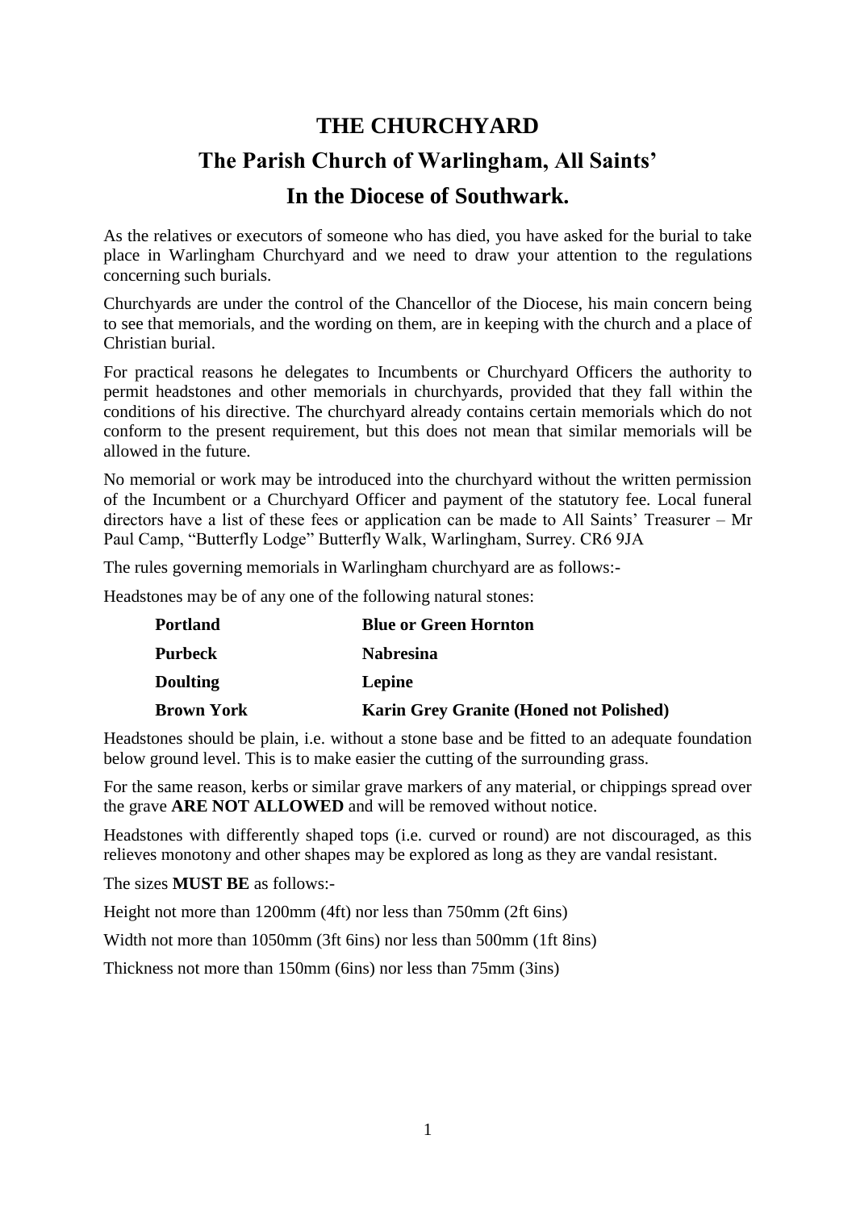# THE CHURCHYARD

## The Parish Church of Warlingham, All Saints'

## In the Diocese of Southwark.

As the relatives or executors of someone who has died, you have asked for the burial to take place in Warlingham Churchyard and we need to draw your attention to the regulations concerning such burials.

Churchyards are under the control of the Chancellor of the Diocese, his main concern being to see that memorials, and the wording on them, are in keeping with the church and a place of Christian burial.

For practical reasons he delegates to Incumbents or Churchyard Officers the authority to permit headstones and other memorials in churchyards, provided that they fall within the conditions of his directive. The churchyard already contains certain memorials which do not conform to the present requirement, but this does not mean that similar memorials will be allowed in the future.

No memorial or work may be introduced into the churchyard without the written permission of the Incumbent or a Churchyard Officer and payment of the statutory fee. Local funeral directors have a list of these fees or application can be made to All Saints' Treasurer – Mr Paul Camp, "Butterfly Lodge" Butterfly Walk, Warlingham, Surrey. CR6 9JA

The rules governing memorials in Warlingham churchyard are as follows:-

Headstones may be of any one of the following natural stones:

| | |
|---|---|
| **Portland** | **Blue or Green Hornton** |
| **Purbeck** | **Nabresina** |
| **Doulting** | **Lepine** |
| **Brown York** | **Karin Grey Granite (Honed not Polished)** |

Headstones should be plain, i.e. without a stone base and be fitted to an adequate foundation below ground level. This is to make easier the cutting of the surrounding grass.

For the same reason, kerbs or similar grave markers of any material, or chippings spread over the grave **ARE NOT ALLOWED** and will be removed without notice.

Headstones with differently shaped tops (i.e. curved or round) are not discouraged, as this relieves monotony and other shapes may be explored as long as they are vandal resistant.

The sizes **MUST BE** as follows:-

Height not more than 1200mm (4ft) nor less than 750mm (2ft 6ins)

Width not more than 1050mm (3ft 6ins) nor less than 500mm (1ft 8ins)

Thickness not more than 150mm (6ins) nor less than 75mm (3ins)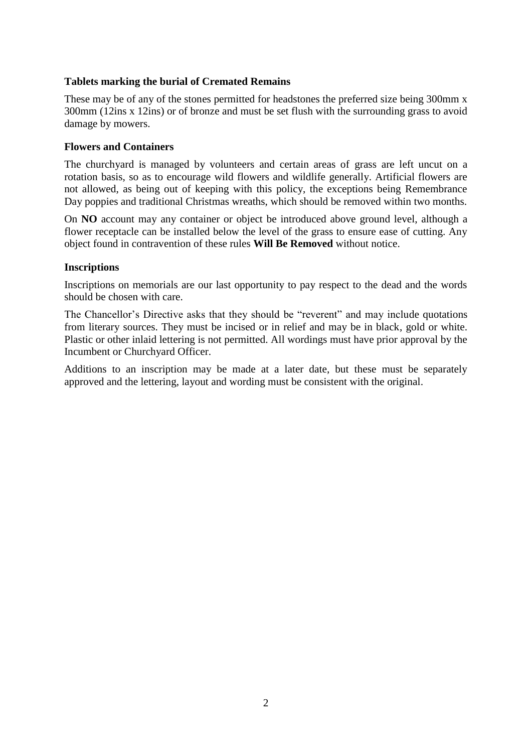**Tablets marking the burial of Cremated Remains**

These may be of any of the stones permitted for headstones the preferred size being 300mm x 300mm (12ins x 12ins) or of bronze and must be set flush with the surrounding grass to avoid damage by mowers.

**Flowers and Containers**

The churchyard is managed by volunteers and certain areas of grass are left uncut on a rotation basis, so as to encourage wild flowers and wildlife generally. Artificial flowers are not allowed, as being out of keeping with this policy, the exceptions being Remembrance Day poppies and traditional Christmas wreaths, which should be removed within two months.

On **NO** account may any container or object be introduced above ground level, although a flower receptacle can be installed below the level of the grass to ensure ease of cutting. Any object found in contravention of these rules **Will Be Removed** without notice.

**Inscriptions**

Inscriptions on memorials are our last opportunity to pay respect to the dead and the words should be chosen with care.

The Chancellor's Directive asks that they should be "reverent" and may include quotations from literary sources. They must be incised or in relief and may be in black, gold or white. Plastic or other inlaid lettering is not permitted. All wordings must have prior approval by the Incumbent or Churchyard Officer.

Additions to an inscription may be made at a later date, but these must be separately approved and the lettering, layout and wording must be consistent with the original.